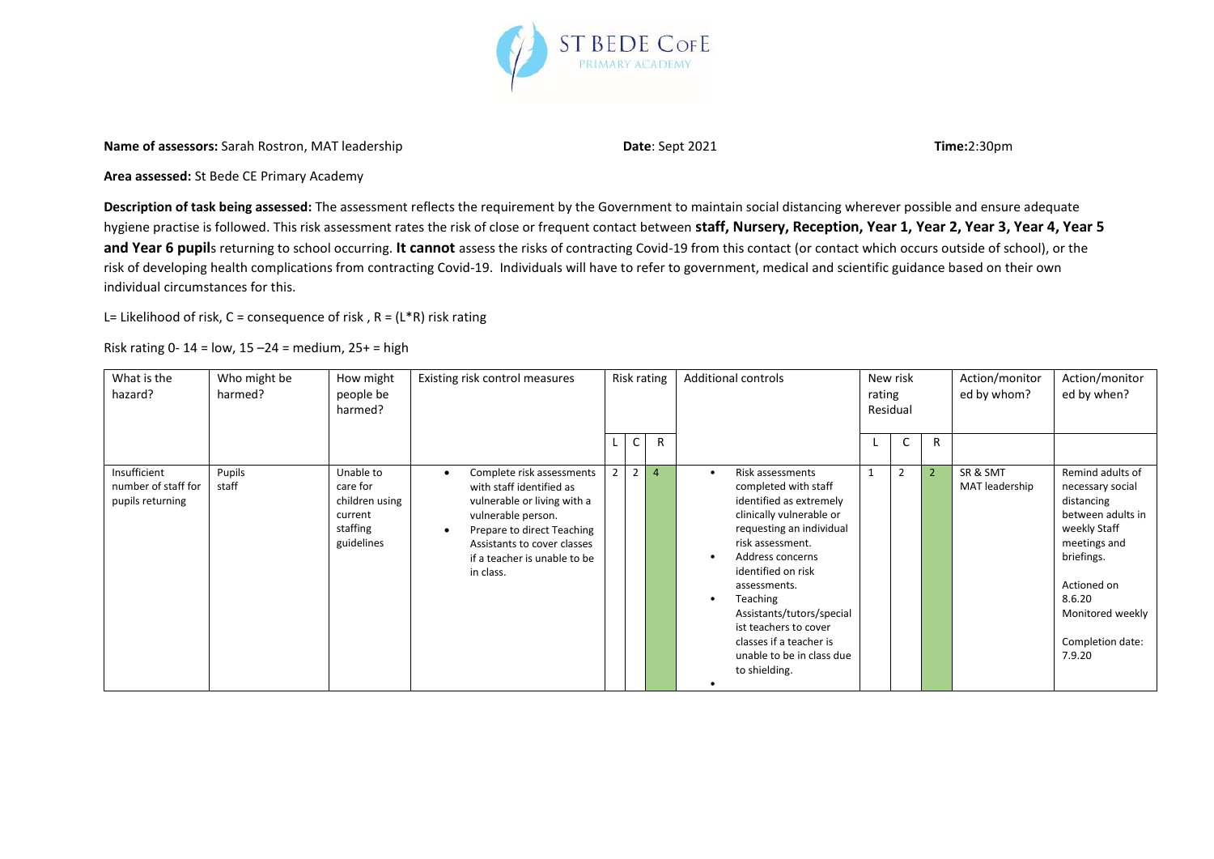ST BEDE CofE PRIMARY ACADEMY

**Name of assessors:** Sarah Rostron, MAT leadership **Date**: Sept 2021 **Time:**2:30pm

**Area assessed:** St Bede CE Primary Academy

**Description of task being assessed:** The assessment reflects the requirement by the Government to maintain social distancing wherever possible and ensure adequate hygiene practise is followed. This risk assessment rates the risk of close or frequent contact between **staff, Nursery, Reception, Year 1, Year 2, Year 3, Year 4, Year 5 and Year 6 pupil**s returning to school occurring. **It cannot** assess the risks of contracting Covid-19 from this contact (or contact which occurs outside of school), or the risk of developing health complications from contracting Covid-19. Individuals will have to refer to government, medical and scientific guidance based on their own individual circumstances for this.

L= Likelihood of risk, C = consequence of risk , R = (L*R) risk rating

Risk rating 0- 14 = low, 15 –24 = medium, 25+ = high

| What is the hazard? | Who might be harmed? | How might people be harmed? | Existing risk control measures | Risk rating | | | Additional controls | New risk rating Residual | | | Action/monitored by whom? | Action/monitored by when? |
|---|---|---|---|---|---|---|---|---|---|---|---|---|
| | | | | L | C | R | | L | C | R | | |
| Insufficient number of staff for pupils returning | Pupils staff | Unable to care for children using current staffing guidelines | • Complete risk assessments with staff identified as vulnerable or living with a vulnerable person.<br>• Prepare to direct Teaching Assistants to cover classes if a teacher is unable to be in class. | 2 | 2 | 4 | • Risk assessments completed with staff identified as extremely clinically vulnerable or requesting an individual risk assessment.<br>• Address concerns identified on risk assessments.<br>• Teaching Assistants/tutors/specialist teachers to cover classes if a teacher is unable to be in class due to shielding.<br>• | 1 | 2 | 2 | SR & SMT MAT leadership | Remind adults of necessary social distancing between adults in weekly Staff meetings and briefings.<br><br>Actioned on 8.6.20<br>Monitored weekly<br><br>Completion date: 7.9.20 |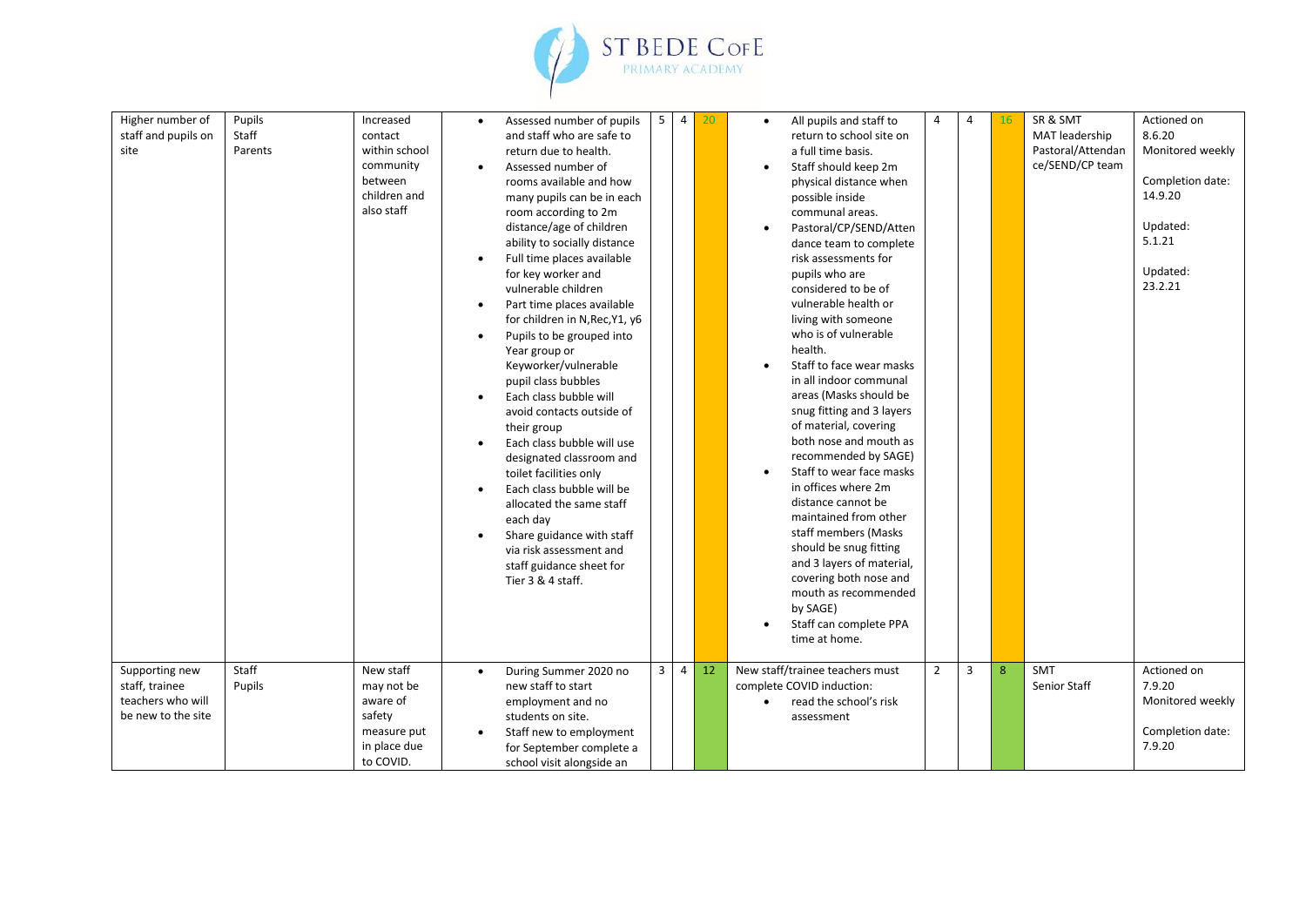| Higher number of staff and pupils on site | Pupils<br>Staff<br>Parents | Increased contact within school community between children and also staff | • Assessed number of pupils and staff who are safe to return due to health.<br>• Assessed number of rooms available and how many pupils can be in each room according to 2m distance/age of children ability to socially distance<br>• Full time places available for key worker and vulnerable children<br>• Part time places available for children in N,Rec,Y1, y6<br>• Pupils to be grouped into Year group or Keyworker/vulnerable pupil class bubbles<br>• Each class bubble will avoid contacts outside of their group<br>• Each class bubble will use designated classroom and toilet facilities only<br>• Each class bubble will be allocated the same staff each day<br>• Share guidance with staff via risk assessment and staff guidance sheet for Tier 3 & 4 staff. | 5 | 4 | 20 | • All pupils and staff to return to school site on a full time basis.<br>• Staff should keep 2m physical distance when possible inside communal areas.<br>• Pastoral/CP/SEND/Attendance team to complete risk assessments for pupils who are considered to be of vulnerable health or living with someone who is of vulnerable health.<br>• Staff to face wear masks in all indoor communal areas (Masks should be snug fitting and 3 layers of material, covering both nose and mouth as recommended by SAGE)<br>• Staff to wear face masks in offices where 2m distance cannot be maintained from other staff members (Masks should be snug fitting and 3 layers of material, covering both nose and mouth as recommended by SAGE)<br>• Staff can complete PPA time at home. | 4 | 4 | 16 | SR & SMT<br>MAT leadership<br>Pastoral/Attendance/SEND/CP team | Actioned on 8.6.20<br>Monitored weekly<br><br>Completion date: 14.9.20<br><br>Updated: 5.1.21<br><br>Updated: 23.2.21 |
|---|---|---|---|---|---|---|---|---|---|---|---|---|
| Supporting new staff, trainee teachers who will be new to the site | Staff<br>Pupils | New staff may not be aware of safety measure put in place due to COVID. | • During Summer 2020 no new staff to start employment and no students on site.<br>• Staff new to employment for September complete a school visit alongside an | 3 | 4 | 12 | New staff/trainee teachers must complete COVID induction:<br>• read the school's risk assessment | 2 | 3 | 8 | SMT<br>Senior Staff | Actioned on 7.9.20<br>Monitored weekly<br><br>Completion date: 7.9.20 |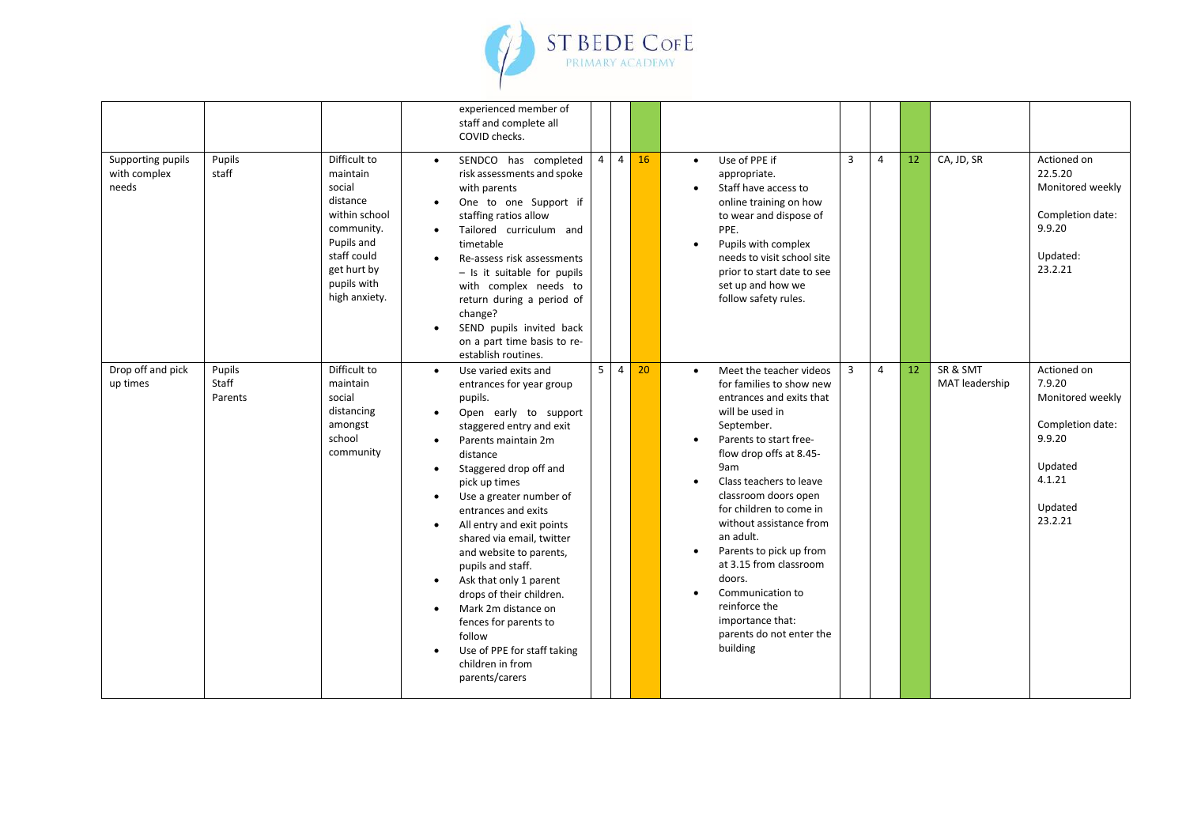| | | | | | | | | | | | | |
|---|---|---|---|---|---|---|---|---|---|---|---|---|
| | | | experienced member of staff and complete all COVID checks. | | | | | | | | | |
| Supporting pupils with complex needs | Pupils staff | Difficult to maintain social distance within school community. Pupils and staff could get hurt by pupils with high anxiety. | • SENDCO has completed risk assessments and spoke with parents<br>• One to one Support if staffing ratios allow<br>• Tailored curriculum and timetable<br>• Re-assess risk assessments – Is it suitable for pupils with complex needs to return during a period of change?<br>• SEND pupils invited back on a part time basis to re-establish routines. | 4 | 4 | 16 | • Use of PPE if appropriate.<br>• Staff have access to online training on how to wear and dispose of PPE.<br>• Pupils with complex needs to visit school site prior to start date to see set up and how we follow safety rules. | 3 | 4 | 12 | CA, JD, SR | Actioned on 22.5.20<br>Monitored weekly<br><br>Completion date: 9.9.20<br><br>Updated: 23.2.21 |
| Drop off and pick up times | Pupils<br>Staff<br>Parents | Difficult to maintain social distancing amongst school community | • Use varied exits and entrances for year group pupils.<br>• Open early to support staggered entry and exit<br>• Parents maintain 2m distance<br>• Staggered drop off and pick up times<br>• Use a greater number of entrances and exits<br>• All entry and exit points shared via email, twitter and website to parents, pupils and staff.<br>• Ask that only 1 parent drops of their children.<br>• Mark 2m distance on fences for parents to follow<br>• Use of PPE for staff taking children in from parents/carers | 5 | 4 | 20 | • Meet the teacher videos for families to show new entrances and exits that will be used in September.<br>• Parents to start free-flow drop offs at 8.45-9am<br>• Class teachers to leave classroom doors open for children to come in without assistance from an adult.<br>• Parents to pick up from at 3.15 from classroom doors.<br>• Communication to reinforce the importance that: parents do not enter the building | 3 | 4 | 12 | SR & SMT<br>MAT leadership | Actioned on 7.9.20<br>Monitored weekly<br><br>Completion date: 9.9.20<br><br>Updated 4.1.21<br><br>Updated 23.2.21 |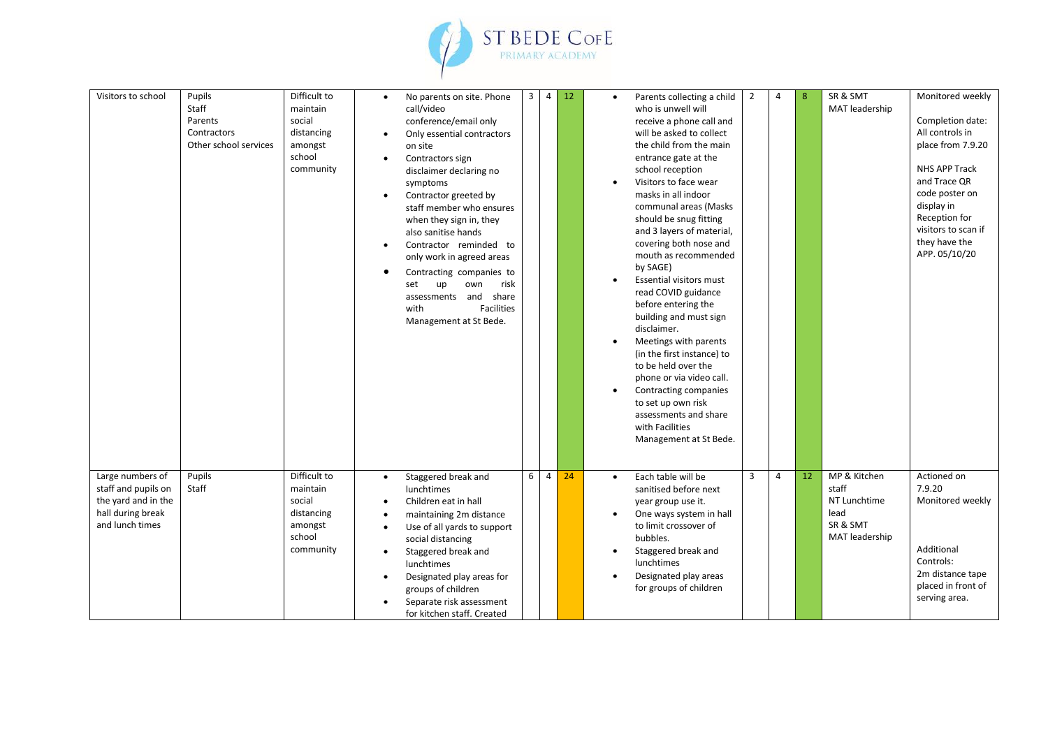| Visitors to school | Pupils<br>Staff<br>Parents<br>Contractors<br>Other school services | Difficult to maintain social distancing amongst school community | • No parents on site. Phone call/video conference/email only<br>• Only essential contractors on site<br>• Contractors sign disclaimer declaring no symptoms<br>• Contractor greeted by staff member who ensures when they sign in, they also sanitise hands<br>• Contractor reminded to only work in agreed areas<br>• Contracting companies to set up own risk assessments and share with Facilities Management at St Bede. | 3 | 4 | 12 | • Parents collecting a child who is unwell will receive a phone call and will be asked to collect the child from the main entrance gate at the school reception<br>• Visitors to face wear masks in all indoor communal areas (Masks should be snug fitting and 3 layers of material, covering both nose and mouth as recommended by SAGE)<br>• Essential visitors must read COVID guidance before entering the building and must sign disclaimer.<br>• Meetings with parents (in the first instance) to be held over the phone or via video call.<br>• Contracting companies to set up own risk assessments and share with Facilities Management at St Bede. | 2 | 4 | 8 | SR & SMT<br>MAT leadership | Monitored weekly<br><br>Completion date: All controls in place from 7.9.20<br><br>NHS APP Track and Trace QR code poster on display in Reception for visitors to scan if they have the APP. 05/10/20 |
|---|---|---|---|---|---|---|---|---|---|---|---|---|
| Large numbers of staff and pupils on the yard and in the hall during break and lunch times | Pupils<br>Staff | Difficult to maintain social distancing amongst school community | • Staggered break and lunchtimes<br>• Children eat in hall<br>• maintaining 2m distance<br>• Use of all yards to support social distancing<br>• Staggered break and lunchtimes<br>• Designated play areas for groups of children<br>• Separate risk assessment for kitchen staff. Created | 6 | 4 | 24 | • Each table will be sanitised before next year group use it.<br>• One ways system in hall to limit crossover of bubbles.<br>• Staggered break and lunchtimes<br>• Designated play areas for groups of children | 3 | 4 | 12 | MP & Kitchen staff<br>NT Lunchtime lead<br>SR & SMT<br>MAT leadership | Actioned on 7.9.20<br>Monitored weekly<br><br>Additional Controls:<br>2m distance tape placed in front of serving area. |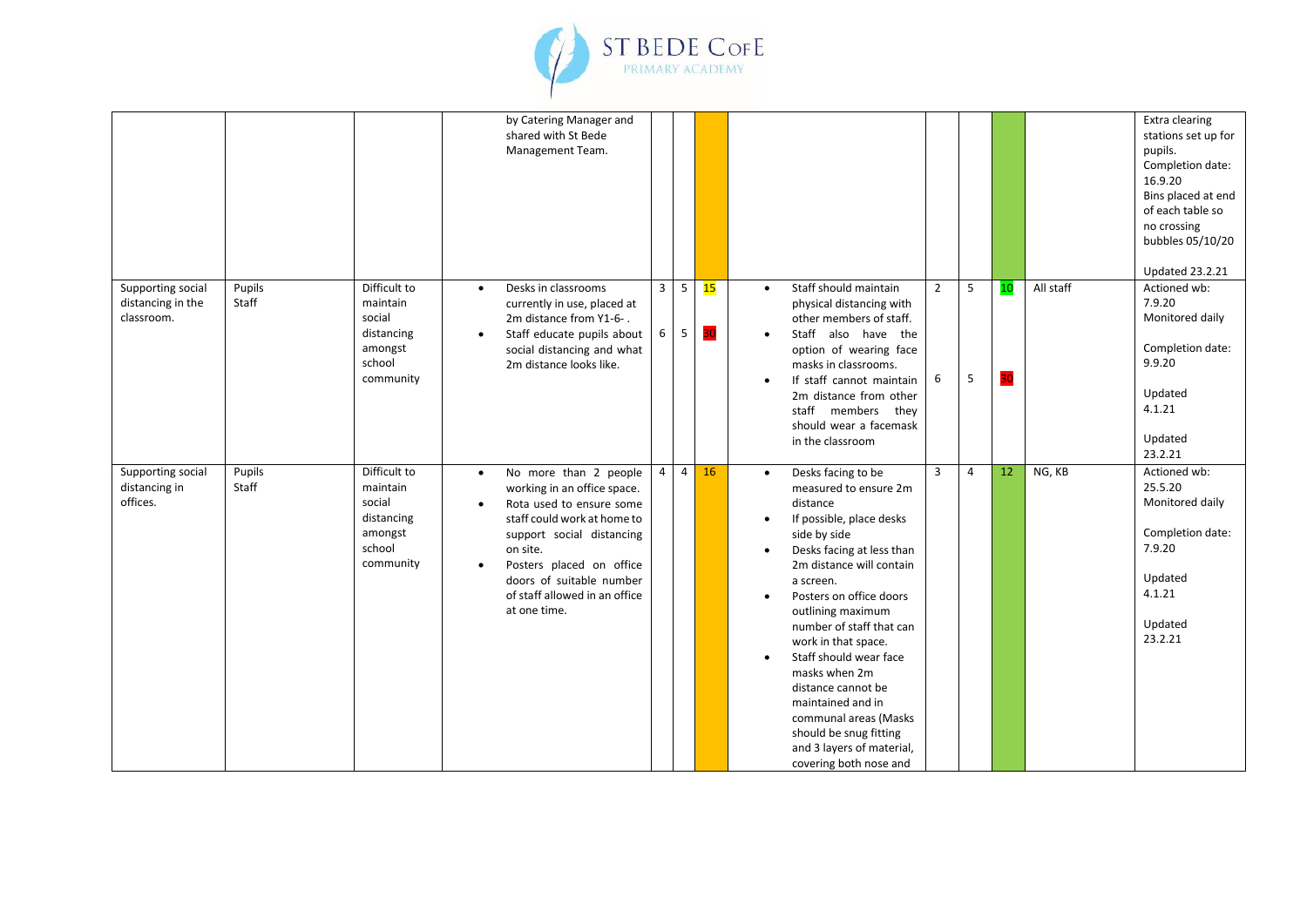| | | | | | | | | | | | | |
|---|---|---|---|---|---|---|---|---|---|---|---|---|
| | | | by Catering Manager and shared with St Bede Management Team. | | | | | | | | | Extra clearing stations set up for pupils. Completion date: 16.9.20<br>Bins placed at end of each table so no crossing bubbles 05/10/20<br><br>Updated 23.2.21 |
| Supporting social distancing in the classroom. | Pupils<br>Staff | Difficult to maintain social distancing amongst school community | • Desks in classrooms currently in use, placed at 2m distance from Y1-6- .<br>• Staff educate pupils about social distancing and what 2m distance looks like. | 3<br><br>6 | 5<br><br>5 | 15<br><br>30 | • Staff should maintain physical distancing with other members of staff.<br>• Staff also have the option of wearing face masks in classrooms.<br>• If staff cannot maintain 2m distance from other staff members they should wear a facemask in the classroom | 2<br><br>6 | 5<br><br>5 | 10<br><br>30 | All staff | Actioned wb: 7.9.20<br>Monitored daily<br><br>Completion date: 9.9.20<br><br>Updated 4.1.21<br><br>Updated 23.2.21 |
| Supporting social distancing in offices. | Pupils<br>Staff | Difficult to maintain social distancing amongst school community | • No more than 2 people working in an office space.<br>• Rota used to ensure some staff could work at home to support social distancing on site.<br>• Posters placed on office doors of suitable number of staff allowed in an office at one time. | 4 | 4 | 16 | • Desks facing to be measured to ensure 2m distance<br>• If possible, place desks side by side<br>• Desks facing at less than 2m distance will contain a screen.<br>• Posters on office doors outlining maximum number of staff that can work in that space.<br>• Staff should wear face masks when 2m distance cannot be maintained and in communal areas (Masks should be snug fitting and 3 layers of material, covering both nose and | 3 | 4 | 12 | NG, KB | Actioned wb: 25.5.20<br>Monitored daily<br><br>Completion date: 7.9.20<br><br>Updated 4.1.21<br><br>Updated 23.2.21 |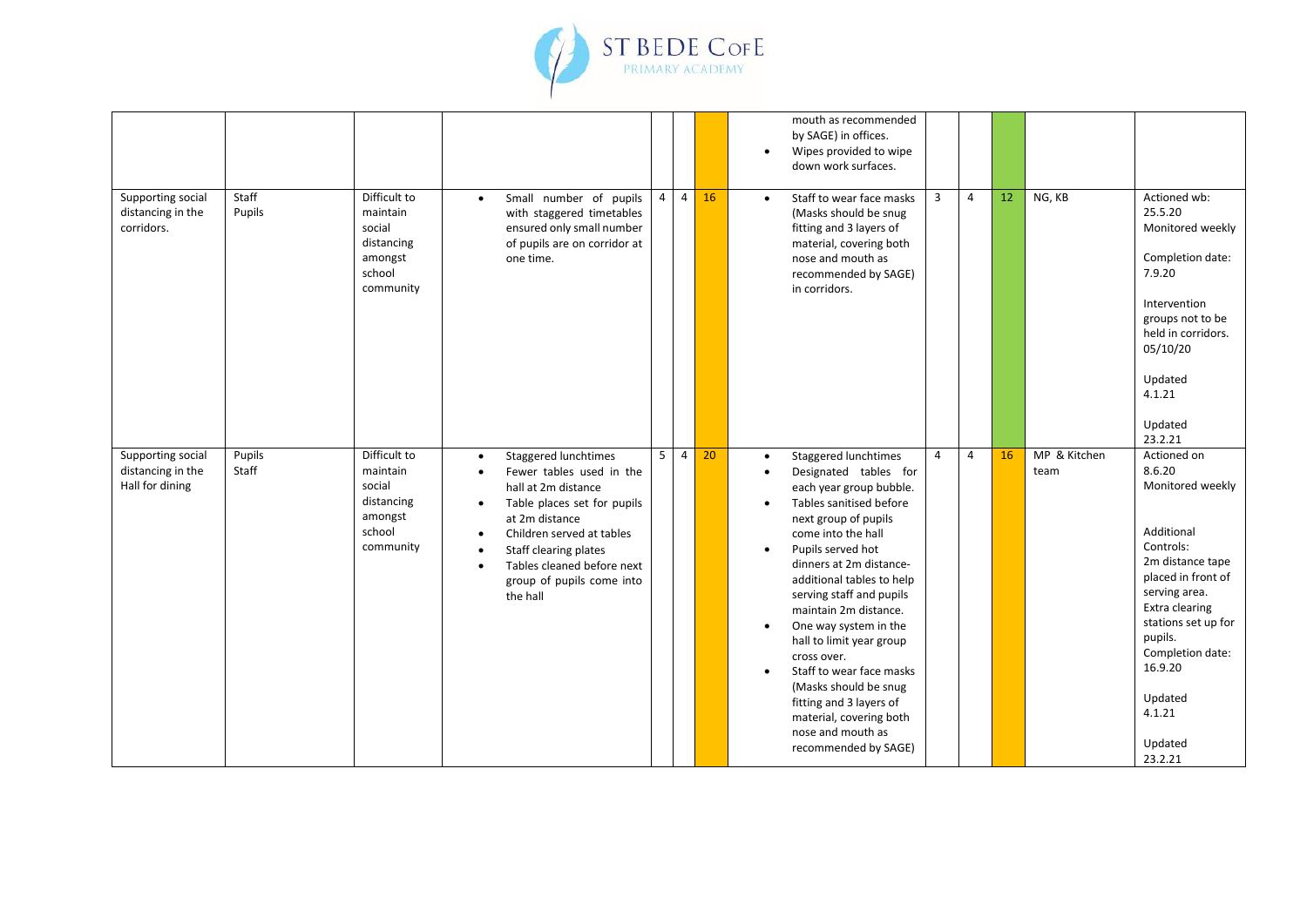| | | | | | | | | | | | | |
|---|---|---|---|---|---|---|---|---|---|---|---|---|
| | | | | | | | • mouth as recommended by SAGE) in offices.<br>• Wipes provided to wipe down work surfaces. | | | | | |
| Supporting social distancing in the corridors. | Staff<br>Pupils | Difficult to maintain social distancing amongst school community | • Small number of pupils with staggered timetables ensured only small number of pupils are on corridor at one time. | 4 | 4 | 16 | • Staff to wear face masks (Masks should be snug fitting and 3 layers of material, covering both nose and mouth as recommended by SAGE) in corridors. | 3 | 4 | 12 | NG, KB | Actioned wb: 25.5.20<br>Monitored weekly<br><br>Completion date: 7.9.20<br><br>Intervention groups not to be held in corridors. 05/10/20<br><br>Updated 4.1.21<br><br>Updated 23.2.21 |
| Supporting social distancing in the Hall for dining | Pupils<br>Staff | Difficult to maintain social distancing amongst school community | • Staggered lunchtimes<br>• Fewer tables used in the hall at 2m distance<br>• Table places set for pupils at 2m distance<br>• Children served at tables<br>• Staff clearing plates<br>• Tables cleaned before next group of pupils come into the hall | 5 | 4 | 20 | • Staggered lunchtimes<br>• Designated tables for each year group bubble.<br>• Tables sanitised before next group of pupils come into the hall<br>• Pupils served hot dinners at 2m distance- additional tables to help serving staff and pupils maintain 2m distance.<br>• One way system in the hall to limit year group cross over.<br>• Staff to wear face masks (Masks should be snug fitting and 3 layers of material, covering both nose and mouth as recommended by SAGE) | 4 | 4 | 16 | MP & Kitchen team | Actioned on 8.6.20<br>Monitored weekly<br><br>Additional Controls:<br>2m distance tape placed in front of serving area.<br>Extra clearing stations set up for pupils.<br>Completion date: 16.9.20<br><br>Updated 4.1.21<br><br>Updated 23.2.21 |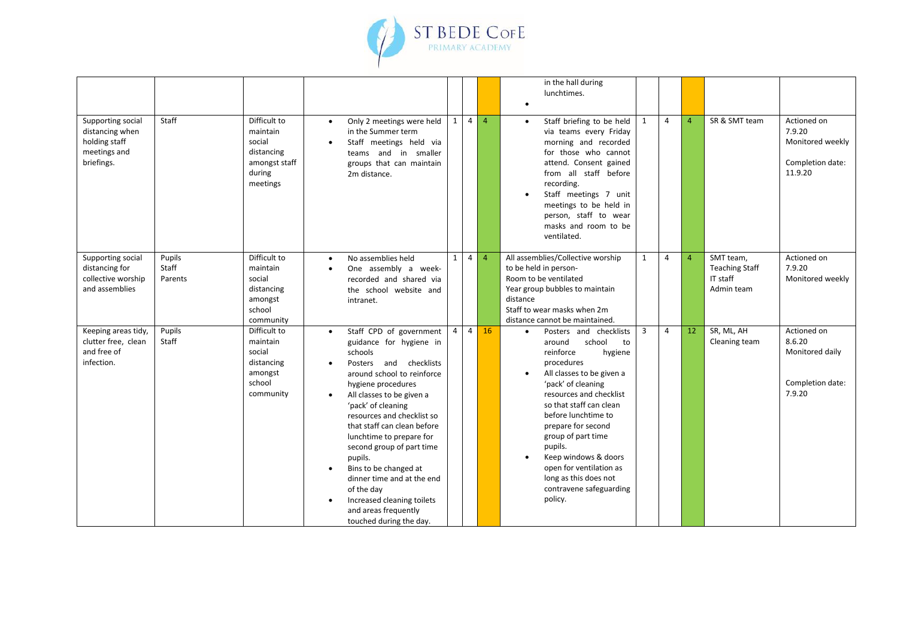| | | | | | | | in the hall during lunchtimes. | | | | | |
|---|---|---|---|---|---|---|---|---|---|---|---|---|
| Supporting social distancing when holding staff meetings and briefings. | Staff | Difficult to maintain social distancing amongst staff during meetings | • Only 2 meetings were held in the Summer term<br>• Staff meetings held via teams and in smaller groups that can maintain 2m distance. | 1 | 4 | 4 | • Staff briefing to be held via teams every Friday morning and recorded for those who cannot attend. Consent gained from all staff before recording.<br>• Staff meetings 7 unit meetings to be held in person, staff to wear masks and room to be ventilated. | 1 | 4 | 4 | SR & SMT team | Actioned on 7.9.20<br>Monitored weekly<br><br>Completion date: 11.9.20 |
| Supporting social distancing for collective worship and assemblies | Pupils<br>Staff<br>Parents | Difficult to maintain social distancing amongst school community | • No assemblies held<br>• One assembly a week- recorded and shared via the school website and intranet. | 1 | 4 | 4 | All assemblies/Collective worship to be held in person-<br>Room to be ventilated<br>Year group bubbles to maintain distance<br>Staff to wear masks when 2m distance cannot be maintained. | 1 | 4 | 4 | SMT team,<br>Teaching Staff<br>IT staff<br>Admin team | Actioned on 7.9.20<br>Monitored weekly |
| Keeping areas tidy, clutter free, clean and free of infection. | Pupils<br>Staff | Difficult to maintain social distancing amongst school community | • Staff CPD of government guidance for hygiene in schools<br>• Posters and checklists around school to reinforce hygiene procedures<br>• All classes to be given a 'pack' of cleaning resources and checklist so that staff can clean before lunchtime to prepare for second group of part time pupils.<br>• Bins to be changed at dinner time and at the end of the day<br>• Increased cleaning toilets and areas frequently touched during the day. | 4 | 4 | 16 | • Posters and checklists around school to reinforce hygiene procedures<br>• All classes to be given a 'pack' of cleaning resources and checklist so that staff can clean before lunchtime to prepare for second group of part time pupils.<br>• Keep windows & doors open for ventilation as long as this does not contravene safeguarding policy. | 3 | 4 | 12 | SR, ML, AH<br>Cleaning team | Actioned on 8.6.20<br>Monitored daily<br><br>Completion date: 7.9.20 |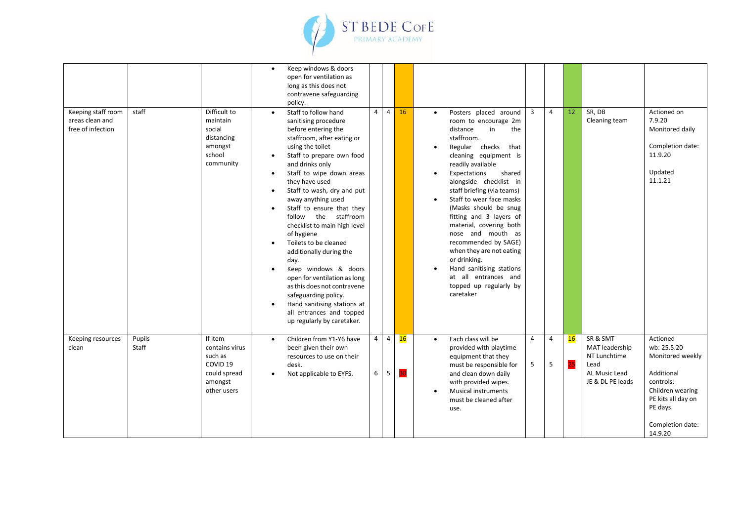| | | | | | | | | | | | | |
|---|---|---|---|---|---|---|---|---|---|---|---|---|
| | | | • Keep windows & doors open for ventilation as long as this does not contravene safeguarding policy. | | | | | | | | | |
| Keeping staff room areas clean and free of infection | staff | Difficult to maintain social distancing amongst school community | • Staff to follow hand sanitising procedure before entering the staffroom, after eating or using the toilet<br>• Staff to prepare own food and drinks only<br>• Staff to wipe down areas they have used<br>• Staff to wash, dry and put away anything used<br>• Staff to ensure that they follow the staffroom checklist to main high level of hygiene<br>• Toilets to be cleaned additionally during the day.<br>• Keep windows & doors open for ventilation as long as this does not contravene safeguarding policy.<br>• Hand sanitising stations at all entrances and topped up regularly by caretaker. | 4 | 4 | 16 | • Posters placed around room to encourage 2m distance in the staffroom.<br>• Regular checks that cleaning equipment is readily available<br>• Expectations shared alongside checklist in staff briefing (via teams)<br>• Staff to wear face masks (Masks should be snug fitting and 3 layers of material, covering both nose and mouth as recommended by SAGE) when they are not eating or drinking.<br>• Hand sanitising stations at all entrances and topped up regularly by caretaker | 3 | 4 | 12 | SR, DB<br>Cleaning team | Actioned on 7.9.20<br>Monitored daily<br><br>Completion date: 11.9.20<br><br>Updated 11.1.21 |
| Keeping resources clean | Pupils<br>Staff | If item contains virus such as COVID 19 could spread amongst other users | • Children from Y1-Y6 have been given their own resources to use on their desk.<br>• Not applicable to EYFS. | 4<br><br>6 | 4<br><br>5 | 16<br><br>30 | • Each class will be provided with playtime equipment that they must be responsible for and clean down daily with provided wipes.<br>• Musical instruments must be cleaned after use. | 4<br><br>5 | 4<br><br>5 | 16<br><br>25 | SR & SMT<br>MAT leadership<br>NT Lunchtime Lead<br>AL Music Lead<br>JE & DL PE leads | Actioned wb: 25.5.20<br>Monitored weekly<br><br>Additional controls:<br>Children wearing PE kits all day on PE days.<br><br>Completion date: 14.9.20 |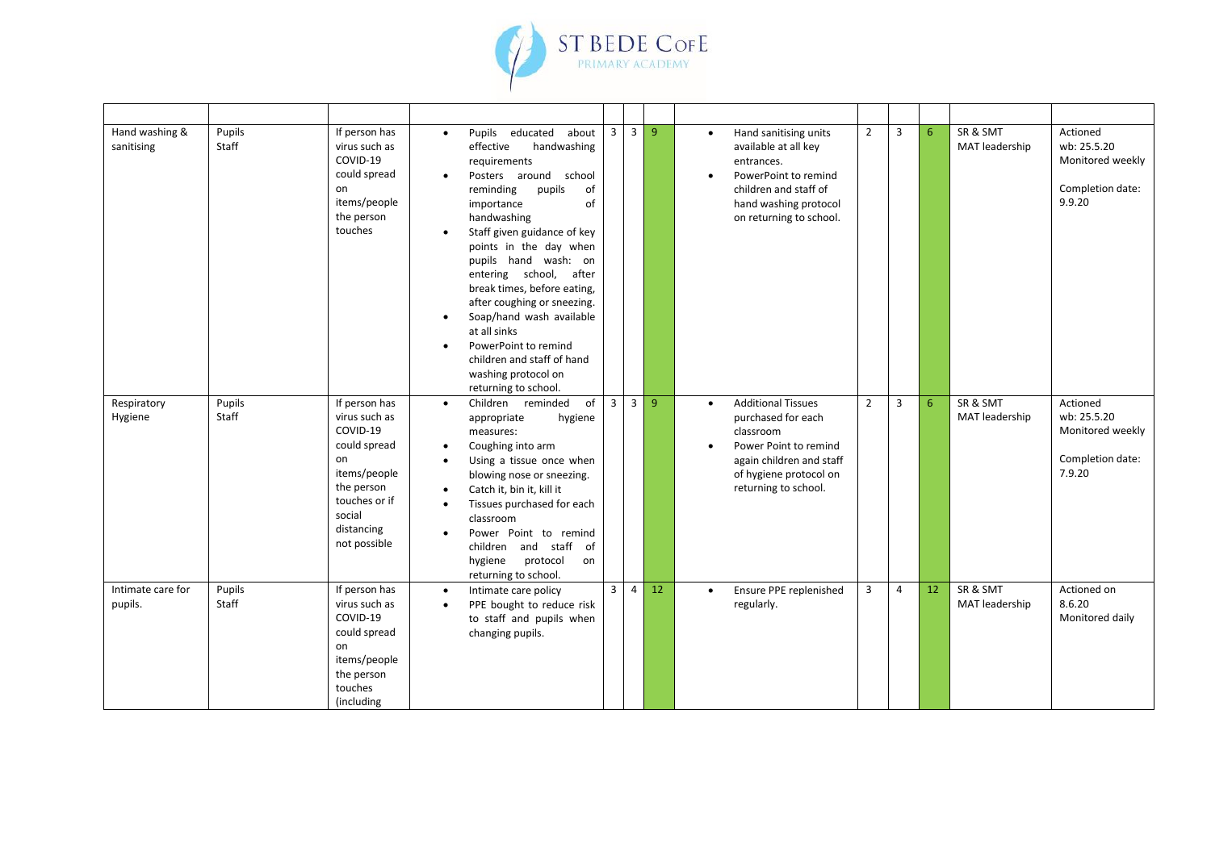| | | | | | | | | | | | | |
|---|---|---|---|---|---|---|---|---|---|---|---|---|
| Hand washing & sanitising | Pupils Staff | If person has virus such as COVID-19 could spread on items/people the person touches | • Pupils educated about effective handwashing requirements<br>• Posters around school reminding pupils of importance of handwashing<br>• Staff given guidance of key points in the day when pupils hand wash: on entering school, after break times, before eating, after coughing or sneezing.<br>• Soap/hand wash available at all sinks<br>• PowerPoint to remind children and staff of hand washing protocol on returning to school. | 3 | 3 | 9 | • Hand sanitising units available at all key entrances.<br>• PowerPoint to remind children and staff of hand washing protocol on returning to school. | 2 | 3 | 6 | SR & SMT MAT leadership | Actioned wb: 25.5.20 Monitored weekly<br><br>Completion date: 9.9.20 |
| Respiratory Hygiene | Pupils Staff | If person has virus such as COVID-19 could spread on items/people the person touches or if social distancing not possible | • Children reminded of appropriate hygiene measures:<br>• Coughing into arm<br>• Using a tissue once when blowing nose or sneezing.<br>• Catch it, bin it, kill it<br>• Tissues purchased for each classroom<br>• Power Point to remind children and staff of hygiene protocol on returning to school. | 3 | 3 | 9 | • Additional Tissues purchased for each classroom<br>• Power Point to remind again children and staff of hygiene protocol on returning to school. | 2 | 3 | 6 | SR & SMT MAT leadership | Actioned wb: 25.5.20 Monitored weekly<br><br>Completion date: 7.9.20 |
| Intimate care for pupils. | Pupils Staff | If person has virus such as COVID-19 could spread on items/people the person touches (including | • Intimate care policy<br>• PPE bought to reduce risk to staff and pupils when changing pupils. | 3 | 4 | 12 | • Ensure PPE replenished regularly. | 3 | 4 | 12 | SR & SMT MAT leadership | Actioned on 8.6.20 Monitored daily |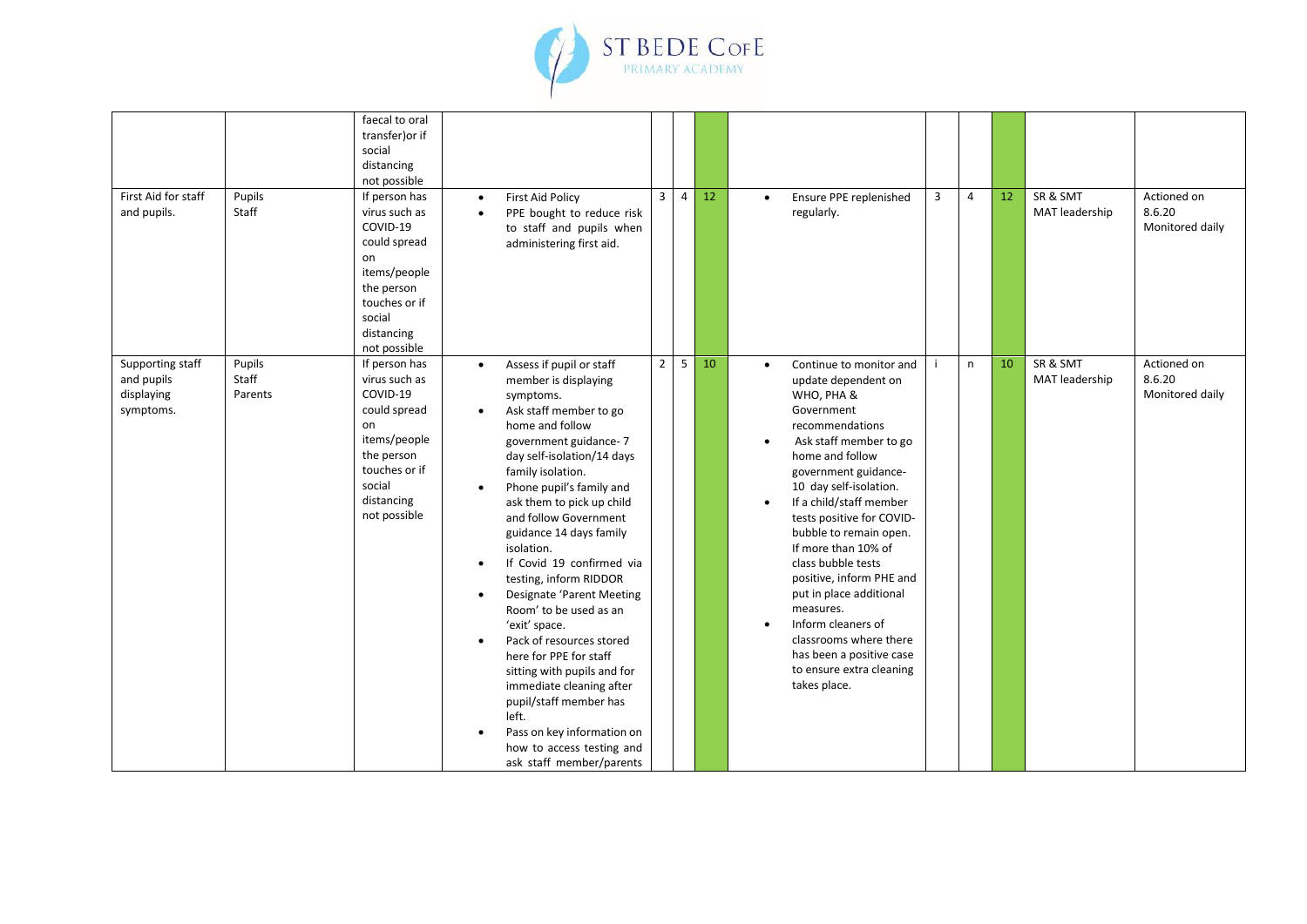| | | faecal to oral transfer)or if social distancing not possible | | | | | | | | | | |
|---|---|---|---|---|---|---|---|---|---|---|---|---|
| First Aid for staff and pupils. | Pupils<br>Staff | If person has virus such as COVID-19 could spread on items/people the person touches or if social distancing not possible | • First Aid Policy<br>• PPE bought to reduce risk to staff and pupils when administering first aid. | 3 | 4 | 12 | • Ensure PPE replenished regularly. | 3 | 4 | 12 | SR & SMT<br>MAT leadership | Actioned on 8.6.20<br>Monitored daily |
| Supporting staff and pupils displaying symptoms. | Pupils<br>Staff<br>Parents | If person has virus such as COVID-19 could spread on items/people the person touches or if social distancing not possible | • Assess if pupil or staff member is displaying symptoms.<br>• Ask staff member to go home and follow government guidance- 7 day self-isolation/14 days family isolation.<br>• Phone pupil's family and ask them to pick up child and follow Government guidance 14 days family isolation.<br>• If Covid 19 confirmed via testing, inform RIDDOR<br>• Designate 'Parent Meeting Room' to be used as an 'exit' space.<br>• Pack of resources stored here for PPE for staff sitting with pupils and for immediate cleaning after pupil/staff member has left.<br>• Pass on key information on how to access testing and ask staff member/parents | 2 | 5 | 10 | • Continue to monitor and update dependent on WHO, PHA & Government recommendations<br>• Ask staff member to go home and follow government guidance- 10 day self-isolation.<br>• If a child/staff member tests positive for COVID- bubble to remain open. If more than 10% of class bubble tests positive, inform PHE and put in place additional measures.<br>• Inform cleaners of classrooms where there has been a positive case to ensure extra cleaning takes place. | i | n | 10 | SR & SMT<br>MAT leadership | Actioned on 8.6.20<br>Monitored daily |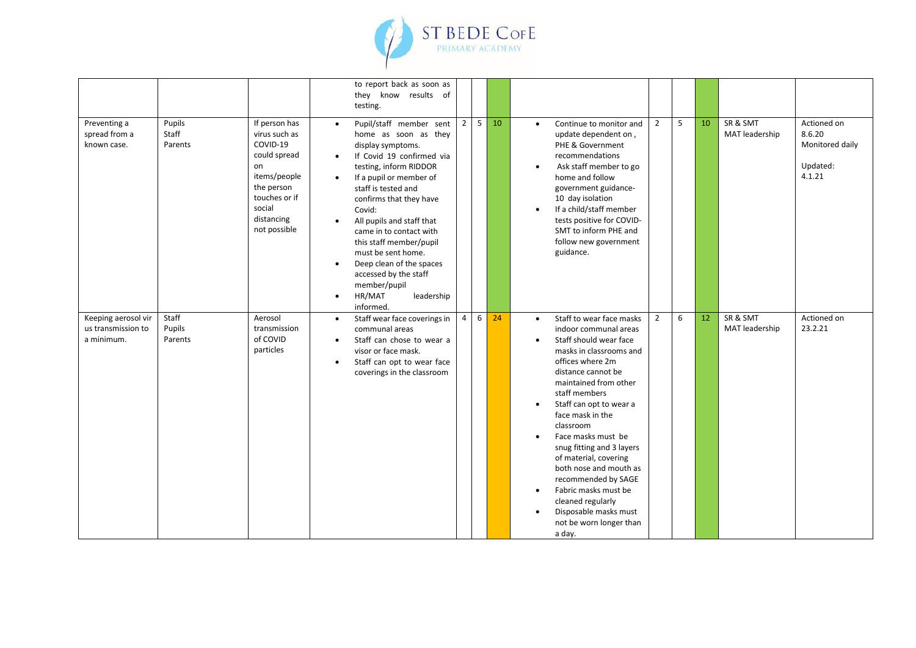| | | | to report back as soon as they know results of testing. | | | | | | | | | |
|---|---|---|---|---|---|---|---|---|---|---|---|---|
| Preventing a spread from a known case. | Pupils<br>Staff<br>Parents | If person has virus such as COVID-19 could spread on items/people the person touches or if social distancing not possible | • Pupil/staff member sent home as soon as they display symptoms.<br>• If Covid 19 confirmed via testing, inform RIDDOR<br>• If a pupil or member of staff is tested and confirms that they have Covid:<br>• All pupils and staff that came in to contact with this staff member/pupil must be sent home.<br>• Deep clean of the spaces accessed by the staff member/pupil<br>• HR/MAT leadership informed. | 2 | 5 | 10 | • Continue to monitor and update dependent on , PHE & Government recommendations<br>• Ask staff member to go home and follow government guidance- 10 day isolation<br>• If a child/staff member tests positive for COVID-SMT to inform PHE and follow new government guidance. | 2 | 5 | 10 | SR & SMT<br>MAT leadership | Actioned on 8.6.20<br>Monitored daily<br><br>Updated: 4.1.21 |
| Keeping aerosol virus transmission to a minimum. | Staff<br>Pupils<br>Parents | Aerosol transmission of COVID particles | • Staff wear face coverings in communal areas<br>• Staff can chose to wear a visor or face mask.<br>• Staff can opt to wear face coverings in the classroom | 4 | 6 | 24 | • Staff to wear face masks indoor communal areas<br>• Staff should wear face masks in classrooms and offices where 2m distance cannot be maintained from other staff members<br>• Staff can opt to wear a face mask in the classroom<br>• Face masks must be snug fitting and 3 layers of material, covering both nose and mouth as recommended by SAGE<br>• Fabric masks must be cleaned regularly<br>• Disposable masks must not be worn longer than a day. | 2 | 6 | 12 | SR & SMT<br>MAT leadership | Actioned on 23.2.21 |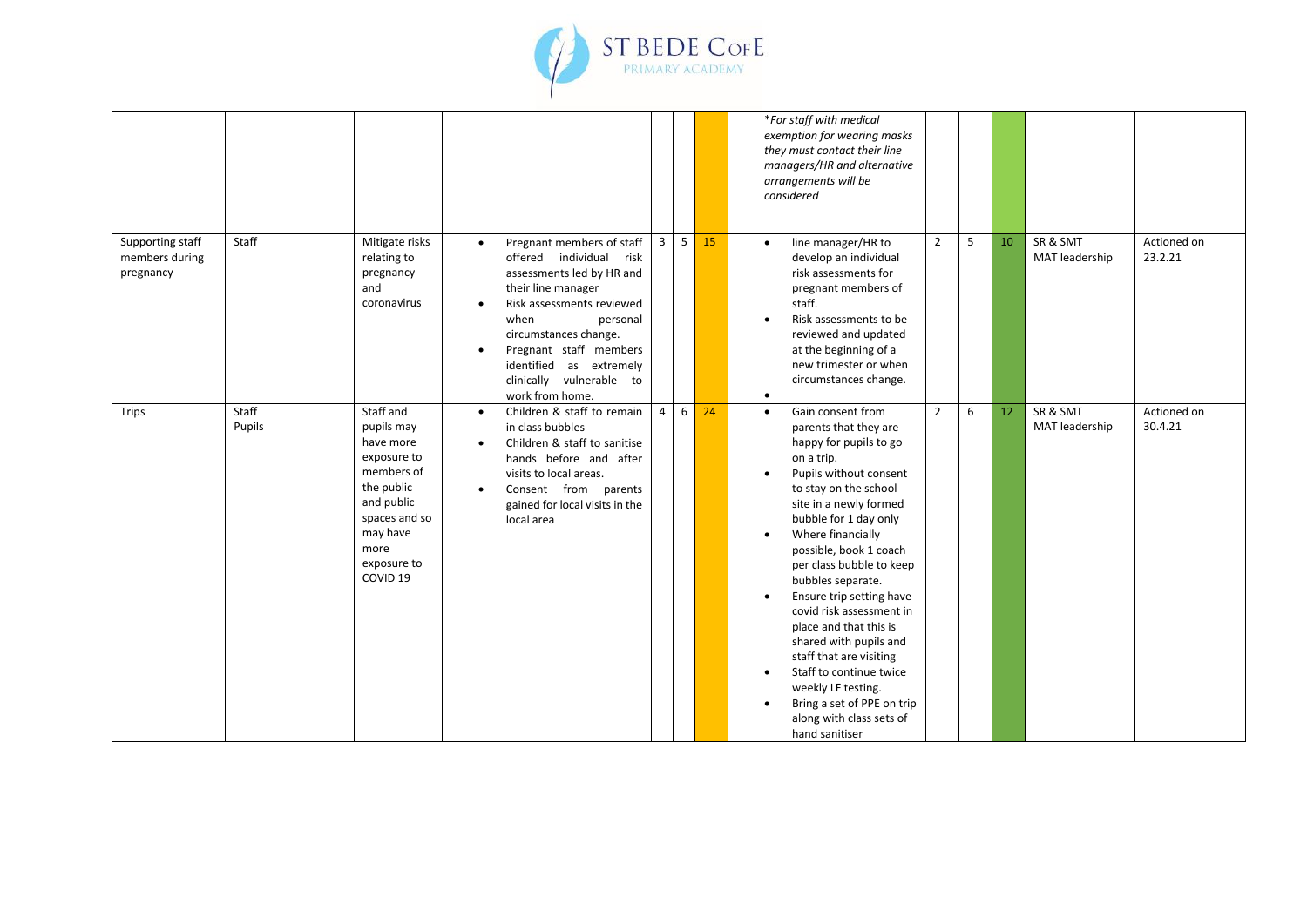| | | | | | | | | | | | | |
|---|---|---|---|---|---|---|---|---|---|---|---|---|
| | | | | | | | *\*For staff with medical exemption for wearing masks they must contact their line managers/HR and alternative arrangements will be considered* | | | | | |
| Supporting staff members during pregnancy | Staff | Mitigate risks relating to pregnancy and coronavirus | • Pregnant members of staff offered individual risk assessments led by HR and their line manager<br>• Risk assessments reviewed when personal circumstances change.<br>• Pregnant staff members identified as extremely clinically vulnerable to work from home. | 3 | 5 | 15 | • line manager/HR to develop an individual risk assessments for pregnant members of staff.<br>• Risk assessments to be reviewed and updated at the beginning of a new trimester or when circumstances change.<br>• | 2 | 5 | 10 | SR & SMT MAT leadership | Actioned on 23.2.21 |
| Trips | Staff Pupils | Staff and pupils may have more exposure to members of the public and public spaces and so may have more exposure to COVID 19 | • Children & staff to remain in class bubbles<br>• Children & staff to sanitise hands before and after visits to local areas.<br>• Consent from parents gained for local visits in the local area | 4 | 6 | 24 | • Gain consent from parents that they are happy for pupils to go on a trip.<br>• Pupils without consent to stay on the school site in a newly formed bubble for 1 day only<br>• Where financially possible, book 1 coach per class bubble to keep bubbles separate.<br>• Ensure trip setting have covid risk assessment in place and that this is shared with pupils and staff that are visiting<br>• Staff to continue twice weekly LF testing.<br>• Bring a set of PPE on trip along with class sets of hand sanitiser | 2 | 6 | 12 | SR & SMT MAT leadership | Actioned on 30.4.21 |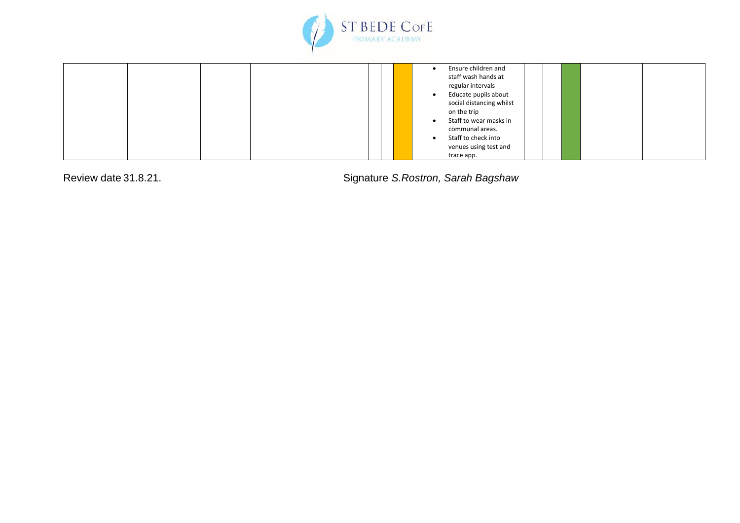| | | | | | | | | | | | | |
|---|---|---|---|---|---|---|---|---|---|---|---|---|
| | | | | | | | • Ensure children and staff wash hands at regular intervals<br>• Educate pupils about social distancing whilst on the trip<br>• Staff to wear masks in communal areas.<br>• Staff to check into venues using test and trace app. | | | | | |

Review date 31.8.21.

Signature *S.Rostron, Sarah Bagshaw*